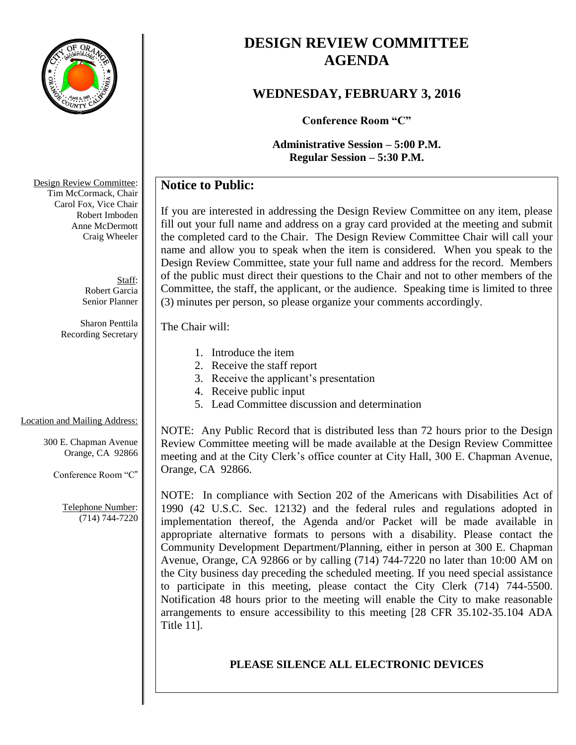# DESIGN REVIEW COMMITTEE AGENDA

## WEDNESDAY, FEBRUARY 3, 2016

**Conference Room "C"**

**Administrative Session – 5:00 P.M.**
**Regular Session – 5:30 P.M.**

Design Review Committee:
Tim McCormack, Chair
Carol Fox, Vice Chair
Robert Imboden
Anne McDermott
Craig Wheeler

Staff:
Robert Garcia
Senior Planner

Sharon Penttila
Recording Secretary

Location and Mailing Address:

300 E. Chapman Avenue
Orange, CA 92866

Conference Room "C"

Telephone Number:
(714) 744-7220

## Notice to Public:

If you are interested in addressing the Design Review Committee on any item, please fill out your full name and address on a gray card provided at the meeting and submit the completed card to the Chair. The Design Review Committee Chair will call your name and allow you to speak when the item is considered. When you speak to the Design Review Committee, state your full name and address for the record. Members of the public must direct their questions to the Chair and not to other members of the Committee, the staff, the applicant, or the audience. Speaking time is limited to three (3) minutes per person, so please organize your comments accordingly.

The Chair will:

1. Introduce the item
2. Receive the staff report
3. Receive the applicant's presentation
4. Receive public input
5. Lead Committee discussion and determination

NOTE: Any Public Record that is distributed less than 72 hours prior to the Design Review Committee meeting will be made available at the Design Review Committee meeting and at the City Clerk's office counter at City Hall, 300 E. Chapman Avenue, Orange, CA 92866.

NOTE: In compliance with Section 202 of the Americans with Disabilities Act of 1990 (42 U.S.C. Sec. 12132) and the federal rules and regulations adopted in implementation thereof, the Agenda and/or Packet will be made available in appropriate alternative formats to persons with a disability. Please contact the Community Development Department/Planning, either in person at 300 E. Chapman Avenue, Orange, CA 92866 or by calling (714) 744-7220 no later than 10:00 AM on the City business day preceding the scheduled meeting. If you need special assistance to participate in this meeting, please contact the City Clerk (714) 744-5500. Notification 48 hours prior to the meeting will enable the City to make reasonable arrangements to ensure accessibility to this meeting [28 CFR 35.102-35.104 ADA Title 11].

**PLEASE SILENCE ALL ELECTRONIC DEVICES**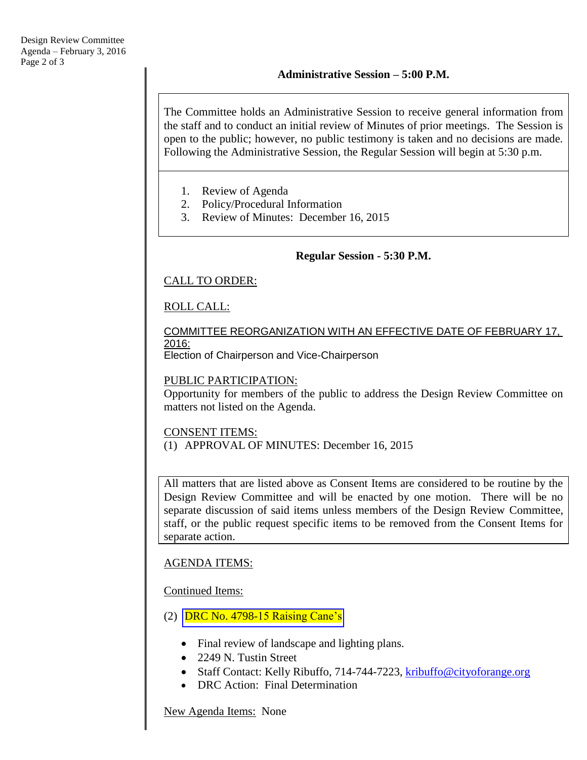## Administrative Session – 5:00 P.M.

The Committee holds an Administrative Session to receive general information from the staff and to conduct an initial review of Minutes of prior meetings. The Session is open to the public; however, no public testimony is taken and no decisions are made. Following the Administrative Session, the Regular Session will begin at 5:30 p.m.

1. Review of Agenda
2. Policy/Procedural Information
3. Review of Minutes: December 16, 2015

## Regular Session - 5:30 P.M.

CALL TO ORDER:

ROLL CALL:

COMMITTEE REORGANIZATION WITH AN EFFECTIVE DATE OF FEBRUARY 17, 2016:
Election of Chairperson and Vice-Chairperson

PUBLIC PARTICIPATION:
Opportunity for members of the public to address the Design Review Committee on matters not listed on the Agenda.

CONSENT ITEMS:
(1) APPROVAL OF MINUTES: December 16, 2015

All matters that are listed above as Consent Items are considered to be routine by the Design Review Committee and will be enacted by one motion. There will be no separate discussion of said items unless members of the Design Review Committee, staff, or the public request specific items to be removed from the Consent Items for separate action.

AGENDA ITEMS:

Continued Items:

(2) DRC No. 4798-15 Raising Cane's

- Final review of landscape and lighting plans.
- 2249 N. Tustin Street
- Staff Contact: Kelly Ribuffo, 714-744-7223, kribuffo@cityoforange.org
- DRC Action: Final Determination

New Agenda Items: None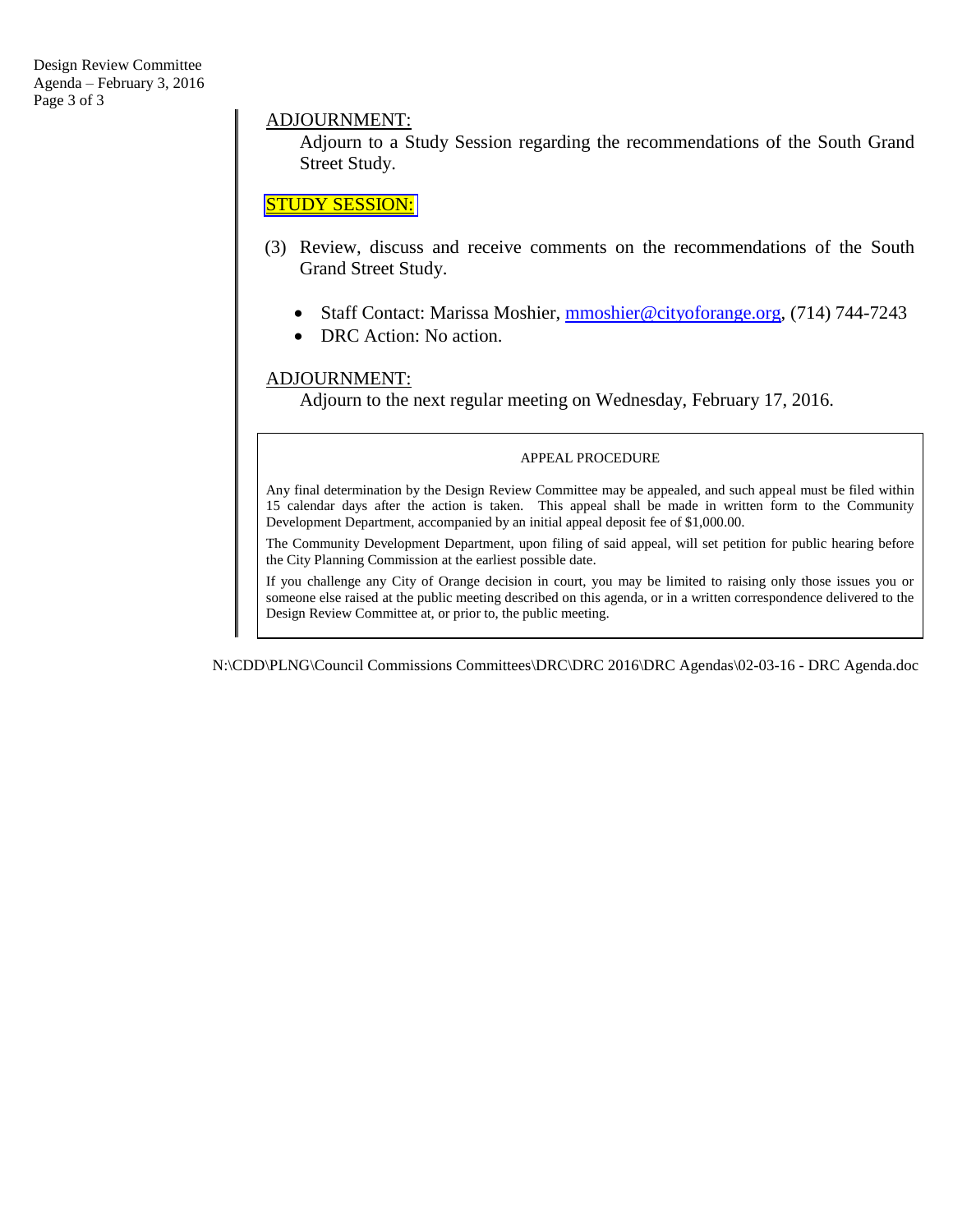ADJOURNMENT:

Adjourn to a Study Session regarding the recommendations of the South Grand Street Study.

STUDY SESSION:

(3) Review, discuss and receive comments on the recommendations of the South Grand Street Study.

- Staff Contact: Marissa Moshier, mmoshier@cityoforange.org, (714) 744-7243
- DRC Action: No action.

ADJOURNMENT:

Adjourn to the next regular meeting on Wednesday, February 17, 2016.

APPEAL PROCEDURE

Any final determination by the Design Review Committee may be appealed, and such appeal must be filed within 15 calendar days after the action is taken. This appeal shall be made in written form to the Community Development Department, accompanied by an initial appeal deposit fee of $1,000.00.

The Community Development Department, upon filing of said appeal, will set petition for public hearing before the City Planning Commission at the earliest possible date.

If you challenge any City of Orange decision in court, you may be limited to raising only those issues you or someone else raised at the public meeting described on this agenda, or in a written correspondence delivered to the Design Review Committee at, or prior to, the public meeting.

N:\CDD\PLNG\Council Commissions Committees\DRC\DRC 2016\DRC Agendas\02-03-16 - DRC Agenda.doc